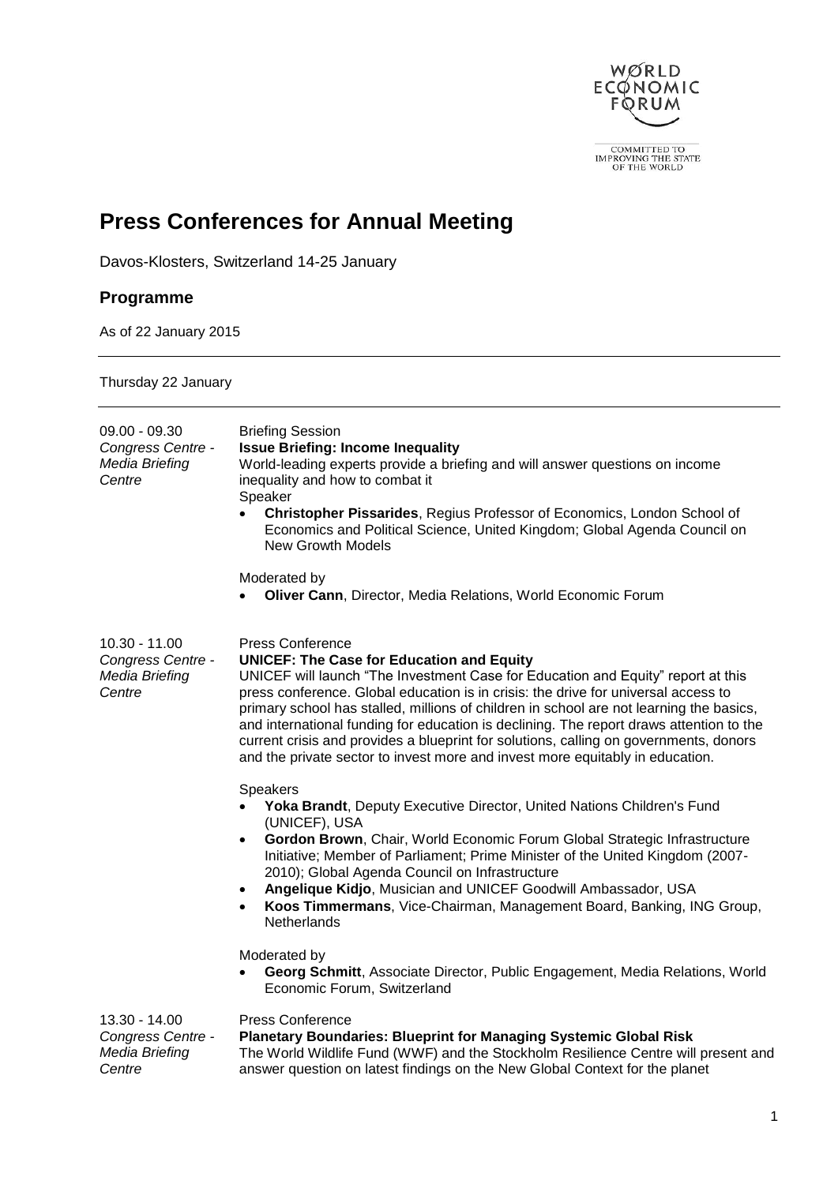WORLD ECONOMIC FORUM

COMMITTED TO IMPROVING THE STATE OF THE WORLD

# Press Conferences for Annual Meeting

Davos-Klosters, Switzerland 14-25 January

## Programme

As of 22 January 2015

---

Thursday 22 January

---

**09.00 - 09.30**
*Congress Centre - Media Briefing Centre*

Briefing Session
**Issue Briefing: Income Inequality**
World-leading experts provide a briefing and will answer questions on income inequality and how to combat it
Speaker

- **Christopher Pissarides**, Regius Professor of Economics, London School of Economics and Political Science, United Kingdom; Global Agenda Council on New Growth Models

Moderated by

- **Oliver Cann**, Director, Media Relations, World Economic Forum

**10.30 - 11.00**
*Congress Centre - Media Briefing Centre*

Press Conference
**UNICEF: The Case for Education and Equity**
UNICEF will launch "The Investment Case for Education and Equity" report at this press conference. Global education is in crisis: the drive for universal access to primary school has stalled, millions of children in school are not learning the basics, and international funding for education is declining. The report draws attention to the current crisis and provides a blueprint for solutions, calling on governments, donors and the private sector to invest more and invest more equitably in education.

Speakers

- **Yoka Brandt**, Deputy Executive Director, United Nations Children's Fund (UNICEF), USA
- **Gordon Brown**, Chair, World Economic Forum Global Strategic Infrastructure Initiative; Member of Parliament; Prime Minister of the United Kingdom (2007-2010); Global Agenda Council on Infrastructure
- **Angelique Kidjo**, Musician and UNICEF Goodwill Ambassador, USA
- **Koos Timmermans**, Vice-Chairman, Management Board, Banking, ING Group, Netherlands

Moderated by

- **Georg Schmitt**, Associate Director, Public Engagement, Media Relations, World Economic Forum, Switzerland

**13.30 - 14.00**
*Congress Centre - Media Briefing Centre*

Press Conference
**Planetary Boundaries: Blueprint for Managing Systemic Global Risk**
The World Wildlife Fund (WWF) and the Stockholm Resilience Centre will present and answer question on latest findings on the New Global Context for the planet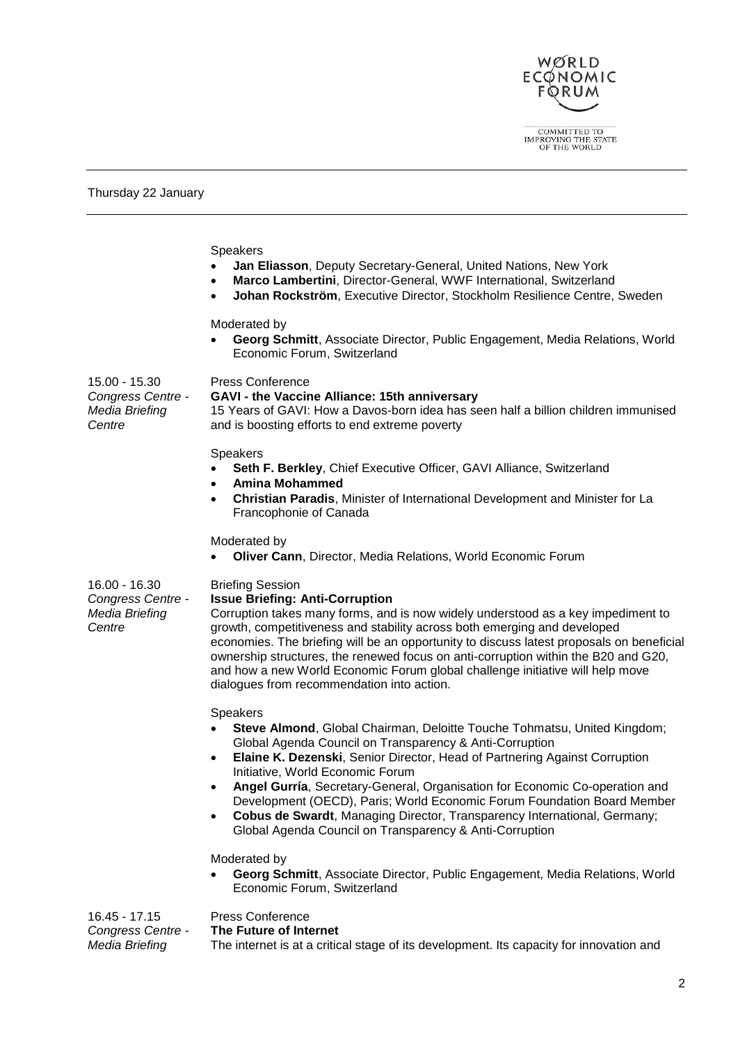Thursday 22 January

Speakers

- **Jan Eliasson**, Deputy Secretary-General, United Nations, New York
- **Marco Lambertini**, Director-General, WWF International, Switzerland
- **Johan Rockström**, Executive Director, Stockholm Resilience Centre, Sweden

Moderated by

- **Georg Schmitt**, Associate Director, Public Engagement, Media Relations, World Economic Forum, Switzerland

15.00 - 15.30
*Congress Centre - Media Briefing Centre*

Press Conference
**GAVI - the Vaccine Alliance: 15th anniversary**
15 Years of GAVI: How a Davos-born idea has seen half a billion children immunised and is boosting efforts to end extreme poverty

Speakers

- **Seth F. Berkley**, Chief Executive Officer, GAVI Alliance, Switzerland
- **Amina Mohammed**
- **Christian Paradis**, Minister of International Development and Minister for La Francophonie of Canada

Moderated by

- **Oliver Cann**, Director, Media Relations, World Economic Forum

16.00 - 16.30
*Congress Centre - Media Briefing Centre*

Briefing Session
**Issue Briefing: Anti-Corruption**
Corruption takes many forms, and is now widely understood as a key impediment to growth, competitiveness and stability across both emerging and developed economies. The briefing will be an opportunity to discuss latest proposals on beneficial ownership structures, the renewed focus on anti-corruption within the B20 and G20, and how a new World Economic Forum global challenge initiative will help move dialogues from recommendation into action.

Speakers

- **Steve Almond**, Global Chairman, Deloitte Touche Tohmatsu, United Kingdom; Global Agenda Council on Transparency & Anti-Corruption
- **Elaine K. Dezenski**, Senior Director, Head of Partnering Against Corruption Initiative, World Economic Forum
- **Angel Gurría**, Secretary-General, Organisation for Economic Co-operation and Development (OECD), Paris; World Economic Forum Foundation Board Member
- **Cobus de Swardt**, Managing Director, Transparency International, Germany; Global Agenda Council on Transparency & Anti-Corruption

Moderated by

- **Georg Schmitt**, Associate Director, Public Engagement, Media Relations, World Economic Forum, Switzerland

16.45 - 17.15
*Congress Centre - Media Briefing*

Press Conference
**The Future of Internet**
The internet is at a critical stage of its development. Its capacity for innovation and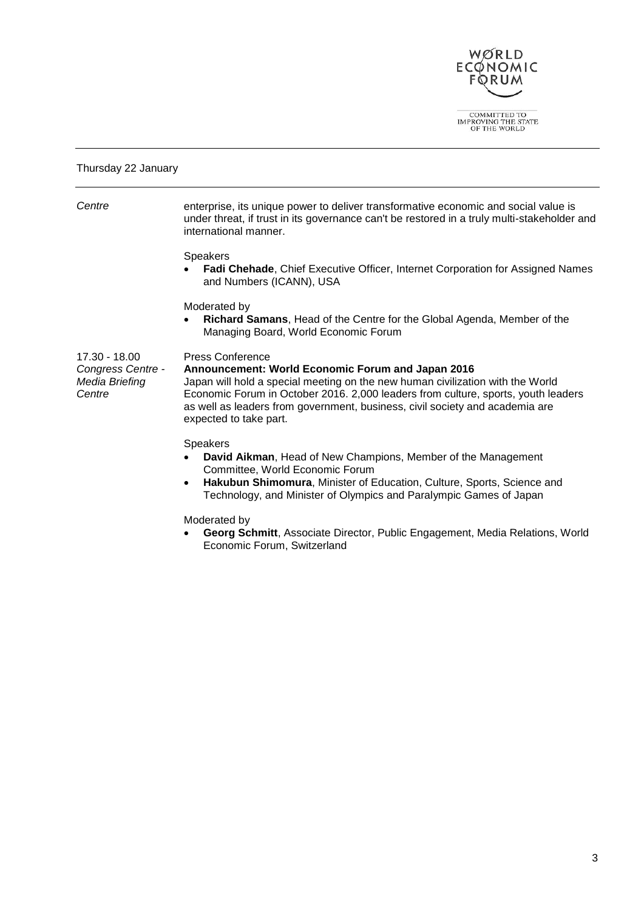Thursday 22 January

*Centre*

enterprise, its unique power to deliver transformative economic and social value is under threat, if trust in its governance can't be restored in a truly multi-stakeholder and international manner.

Speakers

- **Fadi Chehade**, Chief Executive Officer, Internet Corporation for Assigned Names and Numbers (ICANN), USA

Moderated by

- **Richard Samans**, Head of the Centre for the Global Agenda, Member of the Managing Board, World Economic Forum

17.30 - 18.00
*Congress Centre - Media Briefing Centre*

Press Conference

**Announcement: World Economic Forum and Japan 2016**

Japan will hold a special meeting on the new human civilization with the World Economic Forum in October 2016. 2,000 leaders from culture, sports, youth leaders as well as leaders from government, business, civil society and academia are expected to take part.

Speakers

- **David Aikman**, Head of New Champions, Member of the Management Committee, World Economic Forum
- **Hakubun Shimomura**, Minister of Education, Culture, Sports, Science and Technology, and Minister of Olympics and Paralympic Games of Japan

Moderated by

- **Georg Schmitt**, Associate Director, Public Engagement, Media Relations, World Economic Forum, Switzerland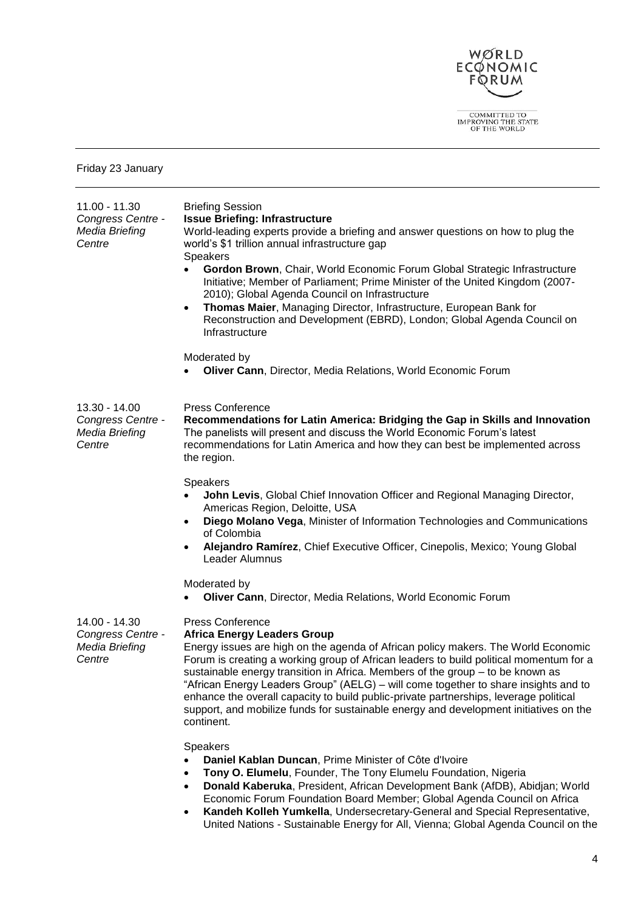Friday 23 January

**11.00 - 11.30**
*Congress Centre - Media Briefing Centre*

Briefing Session

**Issue Briefing: Infrastructure**

World-leading experts provide a briefing and answer questions on how to plug the world's $1 trillion annual infrastructure gap

Speakers

- **Gordon Brown**, Chair, World Economic Forum Global Strategic Infrastructure Initiative; Member of Parliament; Prime Minister of the United Kingdom (2007-2010); Global Agenda Council on Infrastructure
- **Thomas Maier**, Managing Director, Infrastructure, European Bank for Reconstruction and Development (EBRD), London; Global Agenda Council on Infrastructure

Moderated by

- **Oliver Cann**, Director, Media Relations, World Economic Forum

**13.30 - 14.00**
*Congress Centre - Media Briefing Centre*

Press Conference

**Recommendations for Latin America: Bridging the Gap in Skills and Innovation**

The panelists will present and discuss the World Economic Forum's latest recommendations for Latin America and how they can best be implemented across the region.

Speakers

- **John Levis**, Global Chief Innovation Officer and Regional Managing Director, Americas Region, Deloitte, USA
- **Diego Molano Vega**, Minister of Information Technologies and Communications of Colombia
- **Alejandro Ramírez**, Chief Executive Officer, Cinepolis, Mexico; Young Global Leader Alumnus

Moderated by

- **Oliver Cann**, Director, Media Relations, World Economic Forum

**14.00 - 14.30**
*Congress Centre - Media Briefing Centre*

Press Conference

**Africa Energy Leaders Group**

Energy issues are high on the agenda of African policy makers. The World Economic Forum is creating a working group of African leaders to build political momentum for a sustainable energy transition in Africa. Members of the group – to be known as "African Energy Leaders Group" (AELG) – will come together to share insights and to enhance the overall capacity to build public-private partnerships, leverage political support, and mobilize funds for sustainable energy and development initiatives on the continent.

Speakers

- **Daniel Kablan Duncan**, Prime Minister of Côte d'Ivoire
- **Tony O. Elumelu**, Founder, The Tony Elumelu Foundation, Nigeria
- **Donald Kaberuka**, President, African Development Bank (AfDB), Abidjan; World Economic Forum Foundation Board Member; Global Agenda Council on Africa
- **Kandeh Kolleh Yumkella**, Undersecretary-General and Special Representative, United Nations - Sustainable Energy for All, Vienna; Global Agenda Council on the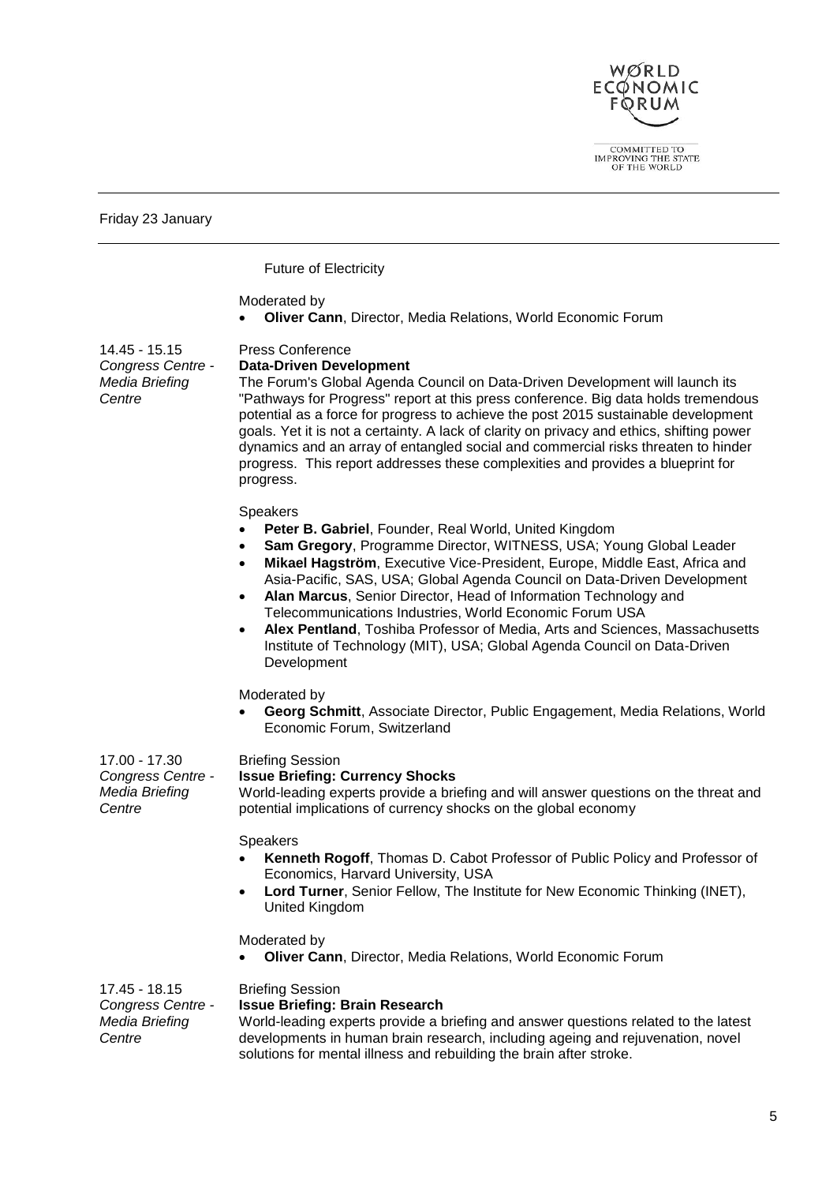Friday 23 January

Future of Electricity

Moderated by

- **Oliver Cann**, Director, Media Relations, World Economic Forum

14.45 - 15.15
*Congress Centre - Media Briefing Centre*

Press Conference
**Data-Driven Development**
The Forum's Global Agenda Council on Data-Driven Development will launch its "Pathways for Progress" report at this press conference. Big data holds tremendous potential as a force for progress to achieve the post 2015 sustainable development goals. Yet it is not a certainty. A lack of clarity on privacy and ethics, shifting power dynamics and an array of entangled social and commercial risks threaten to hinder progress. This report addresses these complexities and provides a blueprint for progress.

Speakers

- **Peter B. Gabriel**, Founder, Real World, United Kingdom
- **Sam Gregory**, Programme Director, WITNESS, USA; Young Global Leader
- **Mikael Hagström**, Executive Vice-President, Europe, Middle East, Africa and Asia-Pacific, SAS, USA; Global Agenda Council on Data-Driven Development
- **Alan Marcus**, Senior Director, Head of Information Technology and Telecommunications Industries, World Economic Forum USA
- **Alex Pentland**, Toshiba Professor of Media, Arts and Sciences, Massachusetts Institute of Technology (MIT), USA; Global Agenda Council on Data-Driven Development

Moderated by

- **Georg Schmitt**, Associate Director, Public Engagement, Media Relations, World Economic Forum, Switzerland

17.00 - 17.30
*Congress Centre - Media Briefing Centre*

Briefing Session
**Issue Briefing: Currency Shocks**
World-leading experts provide a briefing and will answer questions on the threat and potential implications of currency shocks on the global economy

Speakers

- **Kenneth Rogoff**, Thomas D. Cabot Professor of Public Policy and Professor of Economics, Harvard University, USA
- **Lord Turner**, Senior Fellow, The Institute for New Economic Thinking (INET), United Kingdom

Moderated by

- **Oliver Cann**, Director, Media Relations, World Economic Forum

17.45 - 18.15
*Congress Centre - Media Briefing Centre*

Briefing Session
**Issue Briefing: Brain Research**
World-leading experts provide a briefing and answer questions related to the latest developments in human brain research, including ageing and rejuvenation, novel solutions for mental illness and rebuilding the brain after stroke.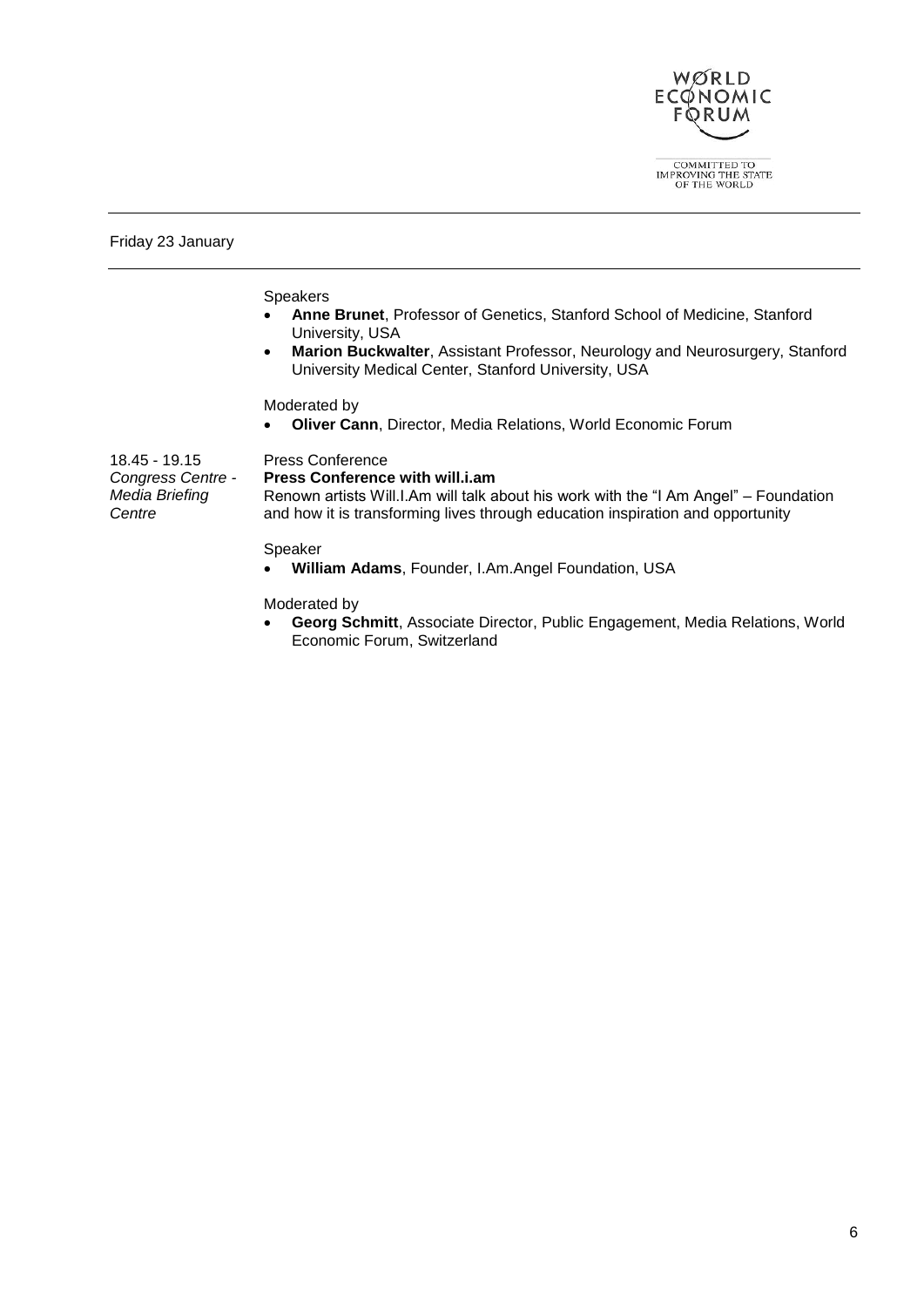Friday 23 January

Speakers

- **Anne Brunet**, Professor of Genetics, Stanford School of Medicine, Stanford University, USA
- **Marion Buckwalter**, Assistant Professor, Neurology and Neurosurgery, Stanford University Medical Center, Stanford University, USA

Moderated by

- **Oliver Cann**, Director, Media Relations, World Economic Forum

18.45 - 19.15
*Congress Centre - Media Briefing Centre*

Press Conference
**Press Conference with will.i.am**
Renown artists Will.I.Am will talk about his work with the "I Am Angel" – Foundation and how it is transforming lives through education inspiration and opportunity

Speaker

- **William Adams**, Founder, I.Am.Angel Foundation, USA

Moderated by

- **Georg Schmitt**, Associate Director, Public Engagement, Media Relations, World Economic Forum, Switzerland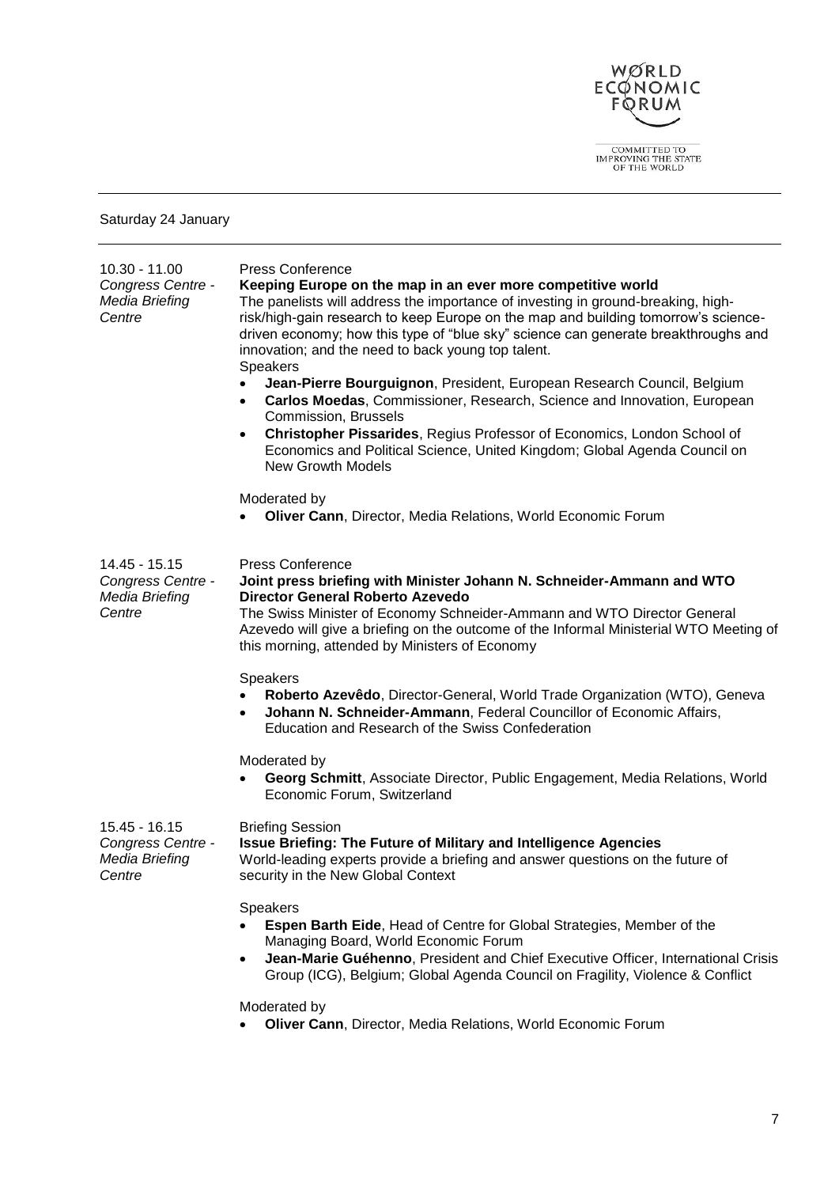Saturday 24 January

---

10.30 - 11.00
*Congress Centre - Media Briefing Centre*

Press Conference
**Keeping Europe on the map in an ever more competitive world**
The panelists will address the importance of investing in ground-breaking, high-risk/high-gain research to keep Europe on the map and building tomorrow's science-driven economy; how this type of "blue sky" science can generate breakthroughs and innovation; and the need to back young top talent.
Speakers

- **Jean-Pierre Bourguignon**, President, European Research Council, Belgium
- **Carlos Moedas**, Commissioner, Research, Science and Innovation, European Commission, Brussels
- **Christopher Pissarides**, Regius Professor of Economics, London School of Economics and Political Science, United Kingdom; Global Agenda Council on New Growth Models

Moderated by

- **Oliver Cann**, Director, Media Relations, World Economic Forum

14.45 - 15.15
*Congress Centre - Media Briefing Centre*

Press Conference
**Joint press briefing with Minister Johann N. Schneider-Ammann and WTO Director General Roberto Azevedo**
The Swiss Minister of Economy Schneider-Ammann and WTO Director General Azevedo will give a briefing on the outcome of the Informal Ministerial WTO Meeting of this morning, attended by Ministers of Economy

Speakers

- **Roberto Azevêdo**, Director-General, World Trade Organization (WTO), Geneva
- **Johann N. Schneider-Ammann**, Federal Councillor of Economic Affairs, Education and Research of the Swiss Confederation

Moderated by

- **Georg Schmitt**, Associate Director, Public Engagement, Media Relations, World Economic Forum, Switzerland

15.45 - 16.15
*Congress Centre - Media Briefing Centre*

Briefing Session
**Issue Briefing: The Future of Military and Intelligence Agencies**
World-leading experts provide a briefing and answer questions on the future of security in the New Global Context

Speakers

- **Espen Barth Eide**, Head of Centre for Global Strategies, Member of the Managing Board, World Economic Forum
- **Jean-Marie Guéhenno**, President and Chief Executive Officer, International Crisis Group (ICG), Belgium; Global Agenda Council on Fragility, Violence & Conflict

Moderated by

- **Oliver Cann**, Director, Media Relations, World Economic Forum